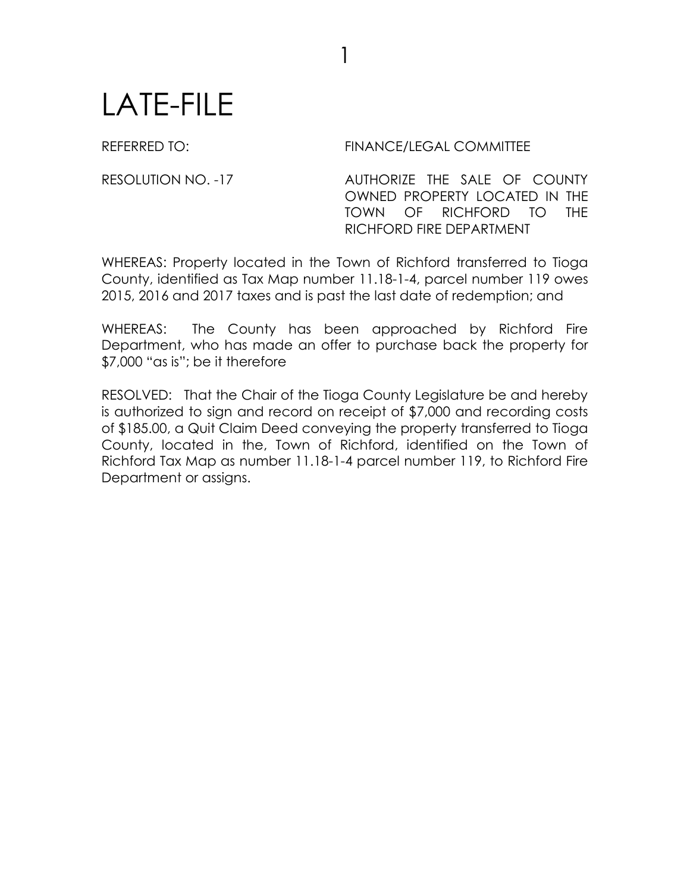# LATE-FILE

REFERRED TO: FINANCE/LEGAL COMMITTEE

RESOLUTION NO. -17 AUTHORIZE THE SALE OF COUNTY OWNED PROPERTY LOCATED IN THE TOWN OF RICHFORD TO THE RICHFORD FIRE DEPARTMENT

WHEREAS: Property located in the Town of Richford transferred to Tioga County, identified as Tax Map number 11.18-1-4, parcel number 119 owes 2015, 2016 and 2017 taxes and is past the last date of redemption; and

WHEREAS: The County has been approached by Richford Fire Department, who has made an offer to purchase back the property for $7,000 "as is"; be it therefore

RESOLVED: That the Chair of the Tioga County Legislature be and hereby is authorized to sign and record on receipt of $7,000 and recording costs of $185.00, a Quit Claim Deed conveying the property transferred to Tioga County, located in the, Town of Richford, identified on the Town of Richford Tax Map as number 11.18-1-4 parcel number 119, to Richford Fire Department or assigns.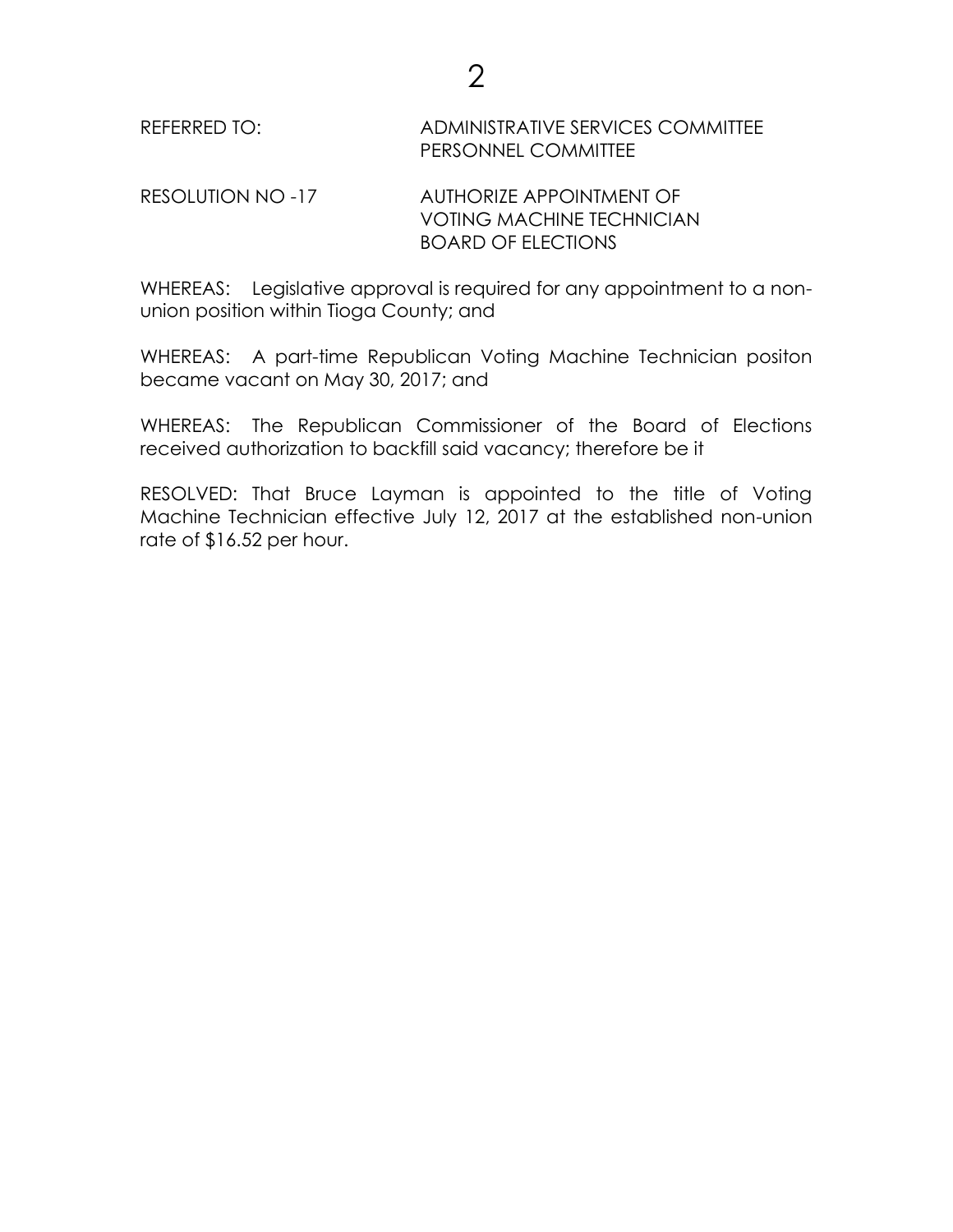REFERRED TO: ADMINISTRATIVE SERVICES COMMITTEE
PERSONNEL COMMITTEE

RESOLUTION NO -17 AUTHORIZE APPOINTMENT OF
VOTING MACHINE TECHNICIAN
BOARD OF ELECTIONS

WHEREAS: Legislative approval is required for any appointment to a non-union position within Tioga County; and

WHEREAS: A part-time Republican Voting Machine Technician positon became vacant on May 30, 2017; and

WHEREAS: The Republican Commissioner of the Board of Elections received authorization to backfill said vacancy; therefore be it

RESOLVED: That Bruce Layman is appointed to the title of Voting Machine Technician effective July 12, 2017 at the established non-union rate of $16.52 per hour.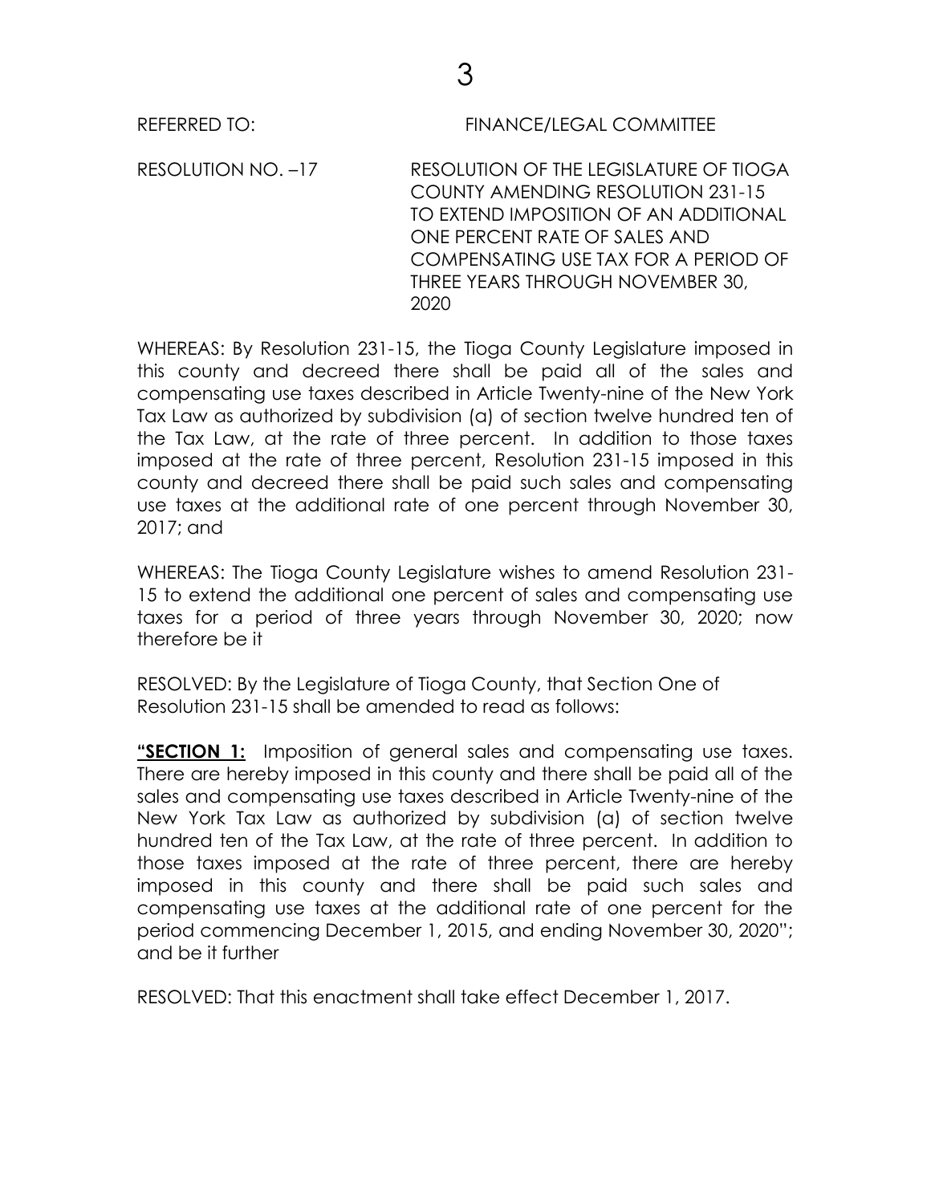REFERRED TO: FINANCE/LEGAL COMMITTEE

RESOLUTION NO. –17 RESOLUTION OF THE LEGISLATURE OF TIOGA COUNTY AMENDING RESOLUTION 231-15 TO EXTEND IMPOSITION OF AN ADDITIONAL ONE PERCENT RATE OF SALES AND COMPENSATING USE TAX FOR A PERIOD OF THREE YEARS THROUGH NOVEMBER 30, 2020

WHEREAS: By Resolution 231-15, the Tioga County Legislature imposed in this county and decreed there shall be paid all of the sales and compensating use taxes described in Article Twenty-nine of the New York Tax Law as authorized by subdivision (a) of section twelve hundred ten of the Tax Law, at the rate of three percent. In addition to those taxes imposed at the rate of three percent, Resolution 231-15 imposed in this county and decreed there shall be paid such sales and compensating use taxes at the additional rate of one percent through November 30, 2017; and

WHEREAS: The Tioga County Legislature wishes to amend Resolution 231-15 to extend the additional one percent of sales and compensating use taxes for a period of three years through November 30, 2020; now therefore be it

RESOLVED: By the Legislature of Tioga County, that Section One of Resolution 231-15 shall be amended to read as follows:

**"SECTION 1:** Imposition of general sales and compensating use taxes. There are hereby imposed in this county and there shall be paid all of the sales and compensating use taxes described in Article Twenty-nine of the New York Tax Law as authorized by subdivision (a) of section twelve hundred ten of the Tax Law, at the rate of three percent. In addition to those taxes imposed at the rate of three percent, there are hereby imposed in this county and there shall be paid such sales and compensating use taxes at the additional rate of one percent for the period commencing December 1, 2015, and ending November 30, 2020"; and be it further

RESOLVED: That this enactment shall take effect December 1, 2017.